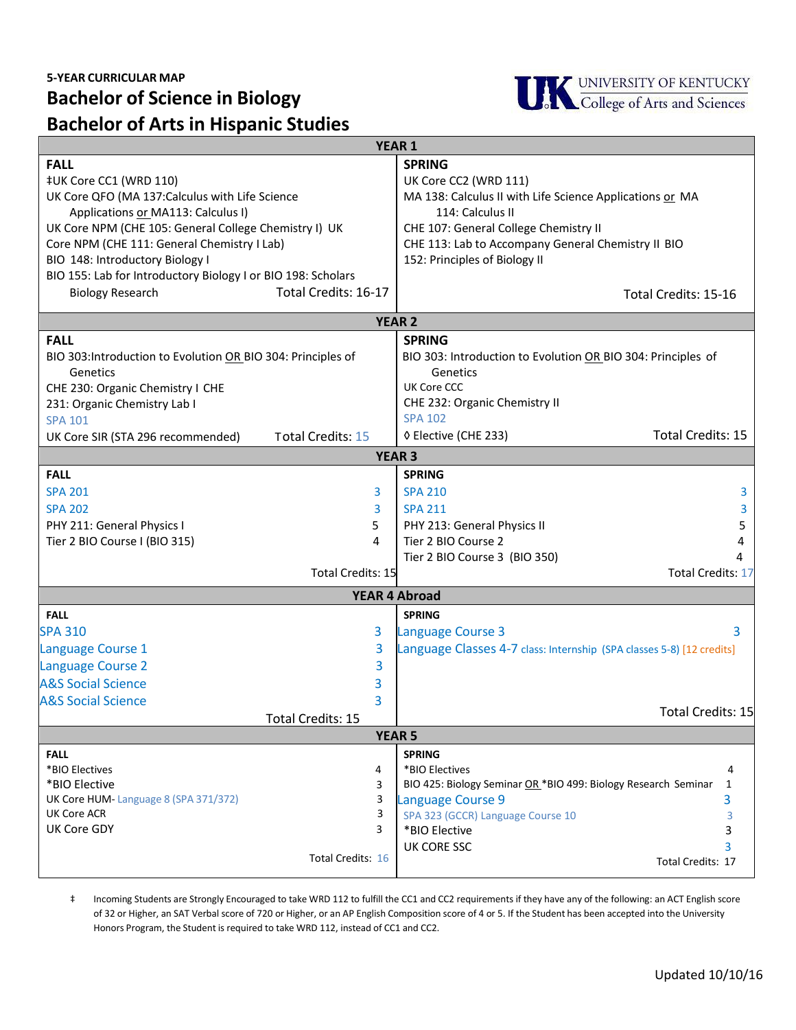**5-YEAR CURRICULAR MAP**

# Bachelor of Science in Biology
# Bachelor of Arts in Hispanic Studies

UNIVERSITY OF KENTUCKY College of Arts and Sciences

## YEAR 1

| FALL | | SPRING | |
|---|---|---|---|
| ‡UK Core CC1 (WRD 110) | | UK Core CC2 (WRD 111) | |
| UK Core QFO (MA 137:Calculus with Life Science Applications or MA113: Calculus I) | | MA 138: Calculus II with Life Science Applications or MA 114: Calculus II | |
| UK Core NPM (CHE 105: General College Chemistry I) | | CHE 107: General College Chemistry II | |
| UK Core NPM (CHE 111: General Chemistry I Lab) | | CHE 113: Lab to Accompany General Chemistry II | |
| BIO 148: Introductory Biology I | | BIO 152: Principles of Biology II | |
| BIO 155: Lab for Introductory Biology I or BIO 198: Scholars Biology Research | | | |
| | Total Credits: 16-17 | | Total Credits: 15-16 |

## YEAR 2

| FALL | | SPRING | |
|---|---|---|---|
| BIO 303:Introduction to Evolution OR BIO 304: Principles of Genetics | | BIO 303: Introduction to Evolution OR BIO 304: Principles of Genetics | |
| CHE 230: Organic Chemistry I | | UK Core CCC | |
| CHE 231: Organic Chemistry Lab I | | CHE 232: Organic Chemistry II | |
| SPA 101 | | SPA 102 | |
| UK Core SIR (STA 296 recommended) | Total Credits: 15 | ◊ Elective (CHE 233) | Total Credits: 15 |

## YEAR 3

| FALL | | SPRING | |
|---|---|---|---|
| SPA 201 | 3 | SPA 210 | 3 |
| SPA 202 | 3 | SPA 211 | 3 |
| PHY 211: General Physics I | 5 | PHY 213: General Physics II | 5 |
| Tier 2 BIO Course I (BIO 315) | 4 | Tier 2 BIO Course 2 | 4 |
| | | Tier 2 BIO Course 3 (BIO 350) | 4 |
| | Total Credits: 15 | | Total Credits: 17 |

## YEAR 4 Abroad

| FALL | | SPRING | |
|---|---|---|---|
| SPA 310 | 3 | Language Course 3 | 3 |
| Language Course 1 | 3 | Language Classes 4-7 class: Internship (SPA classes 5-8) [12 credits] | |
| Language Course 2 | 3 | | |
| A&S Social Science | 3 | | |
| A&S Social Science | 3 | | |
| | Total Credits: 15 | | Total Credits: 15 |

## YEAR 5

| FALL | | SPRING | |
|---|---|---|---|
| *BIO Electives | 4 | *BIO Electives | 4 |
| *BIO Elective | 3 | BIO 425: Biology Seminar OR *BIO 499: Biology Research Seminar | 1 |
| UK Core HUM- Language 8 (SPA 371/372) | 3 | Language Course 9 | 3 |
| UK Core ACR | 3 | SPA 323 (GCCR) Language Course 10 | 3 |
| UK Core GDY | 3 | *BIO Elective | 3 |
| | | UK CORE SSC | 3 |
| | Total Credits: 16 | | Total Credits: 17 |

‡ Incoming Students are Strongly Encouraged to take WRD 112 to fulfill the CC1 and CC2 requirements if they have any of the following: an ACT English score of 32 or Higher, an SAT Verbal score of 720 or Higher, or an AP English Composition score of 4 or 5. If the Student has been accepted into the University Honors Program, the Student is required to take WRD 112, instead of CC1 and CC2.

Updated 10/10/16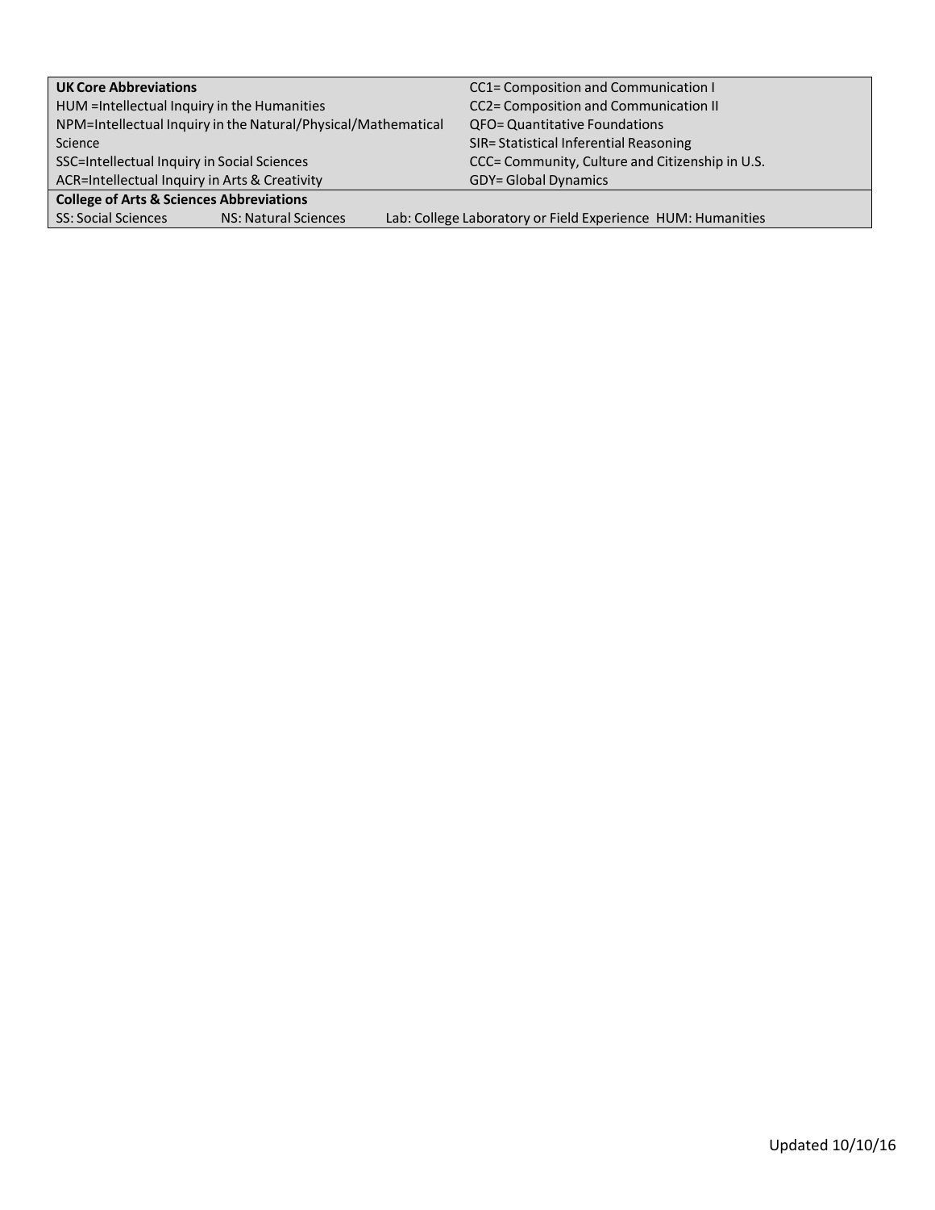| | |
|---|---|
| **UK Core Abbreviations** | CC1= Composition and Communication I |
| HUM =Intellectual Inquiry in the Humanities | CC2= Composition and Communication II |
| NPM=Intellectual Inquiry in the Natural/Physical/Mathematical Science | QFO= Quantitative Foundations |
| | SIR= Statistical Inferential Reasoning |
| SSC=Intellectual Inquiry in Social Sciences | CCC= Community, Culture and Citizenship in U.S. |
| ACR=Intellectual Inquiry in Arts & Creativity | GDY= Global Dynamics |

| | | |
|---|---|---|
| **College of Arts & Sciences Abbreviations** | | |
| SS: Social Sciences | NS: Natural Sciences | Lab: College Laboratory or Field Experience HUM: Humanities |

Updated 10/10/16